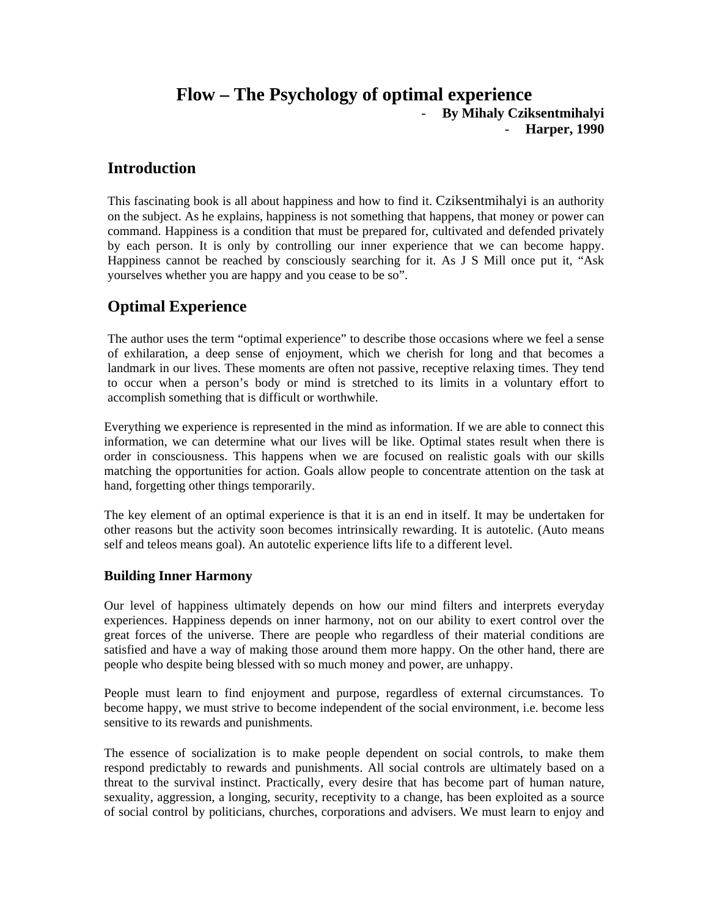# Flow – The Psychology of optimal experience

- **By Mihaly Cziksentmihalyi**
- **Harper, 1990**

## Introduction

This fascinating book is all about happiness and how to find it. Cziksentmihalyi is an authority on the subject. As he explains, happiness is not something that happens, that money or power can command. Happiness is a condition that must be prepared for, cultivated and defended privately by each person. It is only by controlling our inner experience that we can become happy. Happiness cannot be reached by consciously searching for it. As J S Mill once put it, "Ask yourselves whether you are happy and you cease to be so".

## Optimal Experience

The author uses the term "optimal experience" to describe those occasions where we feel a sense of exhilaration, a deep sense of enjoyment, which we cherish for long and that becomes a landmark in our lives. These moments are often not passive, receptive relaxing times. They tend to occur when a person's body or mind is stretched to its limits in a voluntary effort to accomplish something that is difficult or worthwhile.

Everything we experience is represented in the mind as information. If we are able to connect this information, we can determine what our lives will be like. Optimal states result when there is order in consciousness. This happens when we are focused on realistic goals with our skills matching the opportunities for action. Goals allow people to concentrate attention on the task at hand, forgetting other things temporarily.

The key element of an optimal experience is that it is an end in itself. It may be undertaken for other reasons but the activity soon becomes intrinsically rewarding. It is autotelic. (Auto means self and teleos means goal). An autotelic experience lifts life to a different level.

### Building Inner Harmony

Our level of happiness ultimately depends on how our mind filters and interprets everyday experiences. Happiness depends on inner harmony, not on our ability to exert control over the great forces of the universe. There are people who regardless of their material conditions are satisfied and have a way of making those around them more happy. On the other hand, there are people who despite being blessed with so much money and power, are unhappy.

People must learn to find enjoyment and purpose, regardless of external circumstances. To become happy, we must strive to become independent of the social environment, i.e. become less sensitive to its rewards and punishments.

The essence of socialization is to make people dependent on social controls, to make them respond predictably to rewards and punishments. All social controls are ultimately based on a threat to the survival instinct. Practically, every desire that has become part of human nature, sexuality, aggression, a longing, security, receptivity to a change, has been exploited as a source of social control by politicians, churches, corporations and advisers. We must learn to enjoy and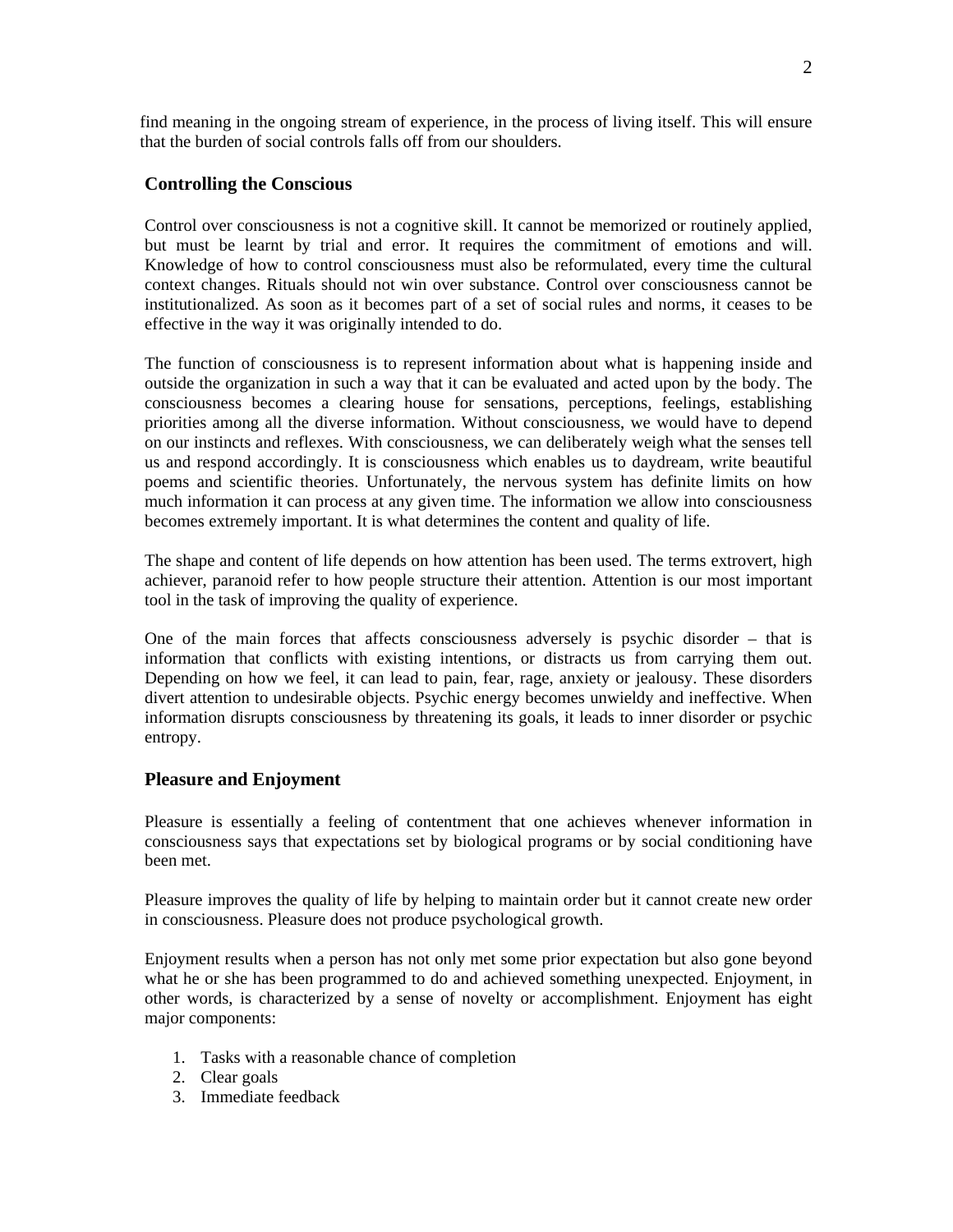find meaning in the ongoing stream of experience, in the process of living itself. This will ensure that the burden of social controls falls off from our shoulders.

## Controlling the Conscious

Control over consciousness is not a cognitive skill. It cannot be memorized or routinely applied, but must be learnt by trial and error. It requires the commitment of emotions and will. Knowledge of how to control consciousness must also be reformulated, every time the cultural context changes. Rituals should not win over substance. Control over consciousness cannot be institutionalized. As soon as it becomes part of a set of social rules and norms, it ceases to be effective in the way it was originally intended to do.

The function of consciousness is to represent information about what is happening inside and outside the organization in such a way that it can be evaluated and acted upon by the body. The consciousness becomes a clearing house for sensations, perceptions, feelings, establishing priorities among all the diverse information. Without consciousness, we would have to depend on our instincts and reflexes. With consciousness, we can deliberately weigh what the senses tell us and respond accordingly. It is consciousness which enables us to daydream, write beautiful poems and scientific theories. Unfortunately, the nervous system has definite limits on how much information it can process at any given time. The information we allow into consciousness becomes extremely important. It is what determines the content and quality of life.

The shape and content of life depends on how attention has been used. The terms extrovert, high achiever, paranoid refer to how people structure their attention. Attention is our most important tool in the task of improving the quality of experience.

One of the main forces that affects consciousness adversely is psychic disorder – that is information that conflicts with existing intentions, or distracts us from carrying them out. Depending on how we feel, it can lead to pain, fear, rage, anxiety or jealousy. These disorders divert attention to undesirable objects. Psychic energy becomes unwieldy and ineffective. When information disrupts consciousness by threatening its goals, it leads to inner disorder or psychic entropy.

## Pleasure and Enjoyment

Pleasure is essentially a feeling of contentment that one achieves whenever information in consciousness says that expectations set by biological programs or by social conditioning have been met.

Pleasure improves the quality of life by helping to maintain order but it cannot create new order in consciousness. Pleasure does not produce psychological growth.

Enjoyment results when a person has not only met some prior expectation but also gone beyond what he or she has been programmed to do and achieved something unexpected. Enjoyment, in other words, is characterized by a sense of novelty or accomplishment. Enjoyment has eight major components:

1. Tasks with a reasonable chance of completion
2. Clear goals
3. Immediate feedback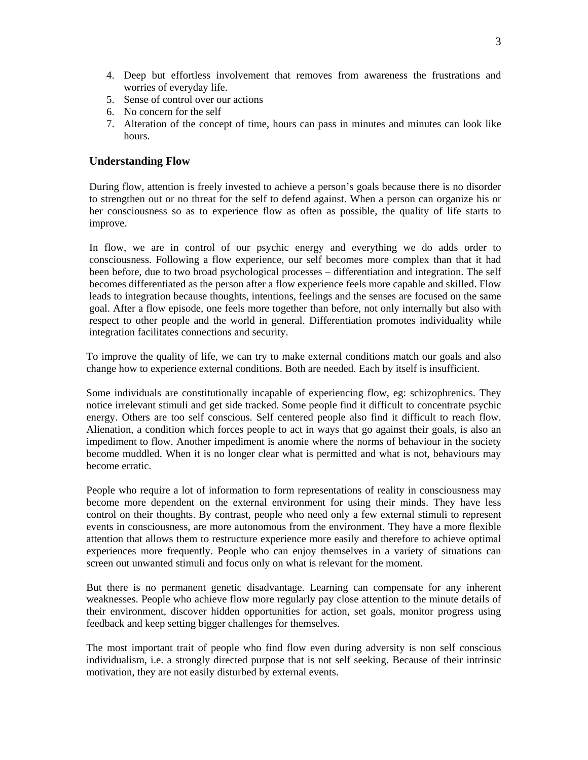4. Deep but effortless involvement that removes from awareness the frustrations and worries of everyday life.
5. Sense of control over our actions
6. No concern for the self
7. Alteration of the concept of time, hours can pass in minutes and minutes can look like hours.

## Understanding Flow

During flow, attention is freely invested to achieve a person's goals because there is no disorder to strengthen out or no threat for the self to defend against. When a person can organize his or her consciousness so as to experience flow as often as possible, the quality of life starts to improve.

In flow, we are in control of our psychic energy and everything we do adds order to consciousness. Following a flow experience, our self becomes more complex than that it had been before, due to two broad psychological processes – differentiation and integration. The self becomes differentiated as the person after a flow experience feels more capable and skilled. Flow leads to integration because thoughts, intentions, feelings and the senses are focused on the same goal. After a flow episode, one feels more together than before, not only internally but also with respect to other people and the world in general. Differentiation promotes individuality while integration facilitates connections and security.

To improve the quality of life, we can try to make external conditions match our goals and also change how to experience external conditions. Both are needed. Each by itself is insufficient.

Some individuals are constitutionally incapable of experiencing flow, eg: schizophrenics. They notice irrelevant stimuli and get side tracked. Some people find it difficult to concentrate psychic energy. Others are too self conscious. Self centered people also find it difficult to reach flow. Alienation, a condition which forces people to act in ways that go against their goals, is also an impediment to flow. Another impediment is anomie where the norms of behaviour in the society become muddled. When it is no longer clear what is permitted and what is not, behaviours may become erratic.

People who require a lot of information to form representations of reality in consciousness may become more dependent on the external environment for using their minds. They have less control on their thoughts. By contrast, people who need only a few external stimuli to represent events in consciousness, are more autonomous from the environment. They have a more flexible attention that allows them to restructure experience more easily and therefore to achieve optimal experiences more frequently. People who can enjoy themselves in a variety of situations can screen out unwanted stimuli and focus only on what is relevant for the moment.

But there is no permanent genetic disadvantage. Learning can compensate for any inherent weaknesses. People who achieve flow more regularly pay close attention to the minute details of their environment, discover hidden opportunities for action, set goals, monitor progress using feedback and keep setting bigger challenges for themselves.

The most important trait of people who find flow even during adversity is non self conscious individualism, i.e. a strongly directed purpose that is not self seeking. Because of their intrinsic motivation, they are not easily disturbed by external events.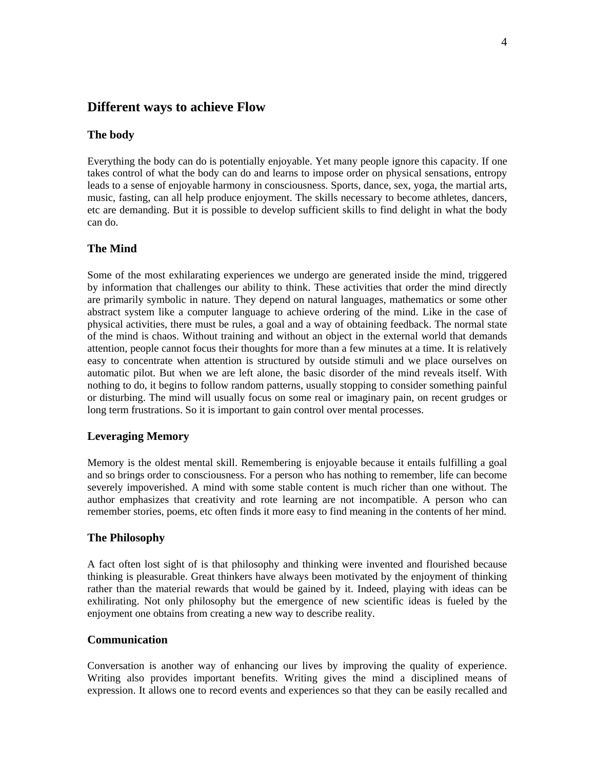## Different ways to achieve Flow

### The body

Everything the body can do is potentially enjoyable. Yet many people ignore this capacity. If one takes control of what the body can do and learns to impose order on physical sensations, entropy leads to a sense of enjoyable harmony in consciousness. Sports, dance, sex, yoga, the martial arts, music, fasting, can all help produce enjoyment. The skills necessary to become athletes, dancers, etc are demanding. But it is possible to develop sufficient skills to find delight in what the body can do.

### The Mind

Some of the most exhilarating experiences we undergo are generated inside the mind, triggered by information that challenges our ability to think. These activities that order the mind directly are primarily symbolic in nature. They depend on natural languages, mathematics or some other abstract system like a computer language to achieve ordering of the mind. Like in the case of physical activities, there must be rules, a goal and a way of obtaining feedback. The normal state of the mind is chaos. Without training and without an object in the external world that demands attention, people cannot focus their thoughts for more than a few minutes at a time. It is relatively easy to concentrate when attention is structured by outside stimuli and we place ourselves on automatic pilot. But when we are left alone, the basic disorder of the mind reveals itself. With nothing to do, it begins to follow random patterns, usually stopping to consider something painful or disturbing. The mind will usually focus on some real or imaginary pain, on recent grudges or long term frustrations. So it is important to gain control over mental processes.

### Leveraging Memory

Memory is the oldest mental skill. Remembering is enjoyable because it entails fulfilling a goal and so brings order to consciousness. For a person who has nothing to remember, life can become severely impoverished. A mind with some stable content is much richer than one without. The author emphasizes that creativity and rote learning are not incompatible. A person who can remember stories, poems, etc often finds it more easy to find meaning in the contents of her mind.

### The Philosophy

A fact often lost sight of is that philosophy and thinking were invented and flourished because thinking is pleasurable. Great thinkers have always been motivated by the enjoyment of thinking rather than the material rewards that would be gained by it. Indeed, playing with ideas can be exhilirating. Not only philosophy but the emergence of new scientific ideas is fueled by the enjoyment one obtains from creating a new way to describe reality.

### Communication

Conversation is another way of enhancing our lives by improving the quality of experience. Writing also provides important benefits. Writing gives the mind a disciplined means of expression. It allows one to record events and experiences so that they can be easily recalled and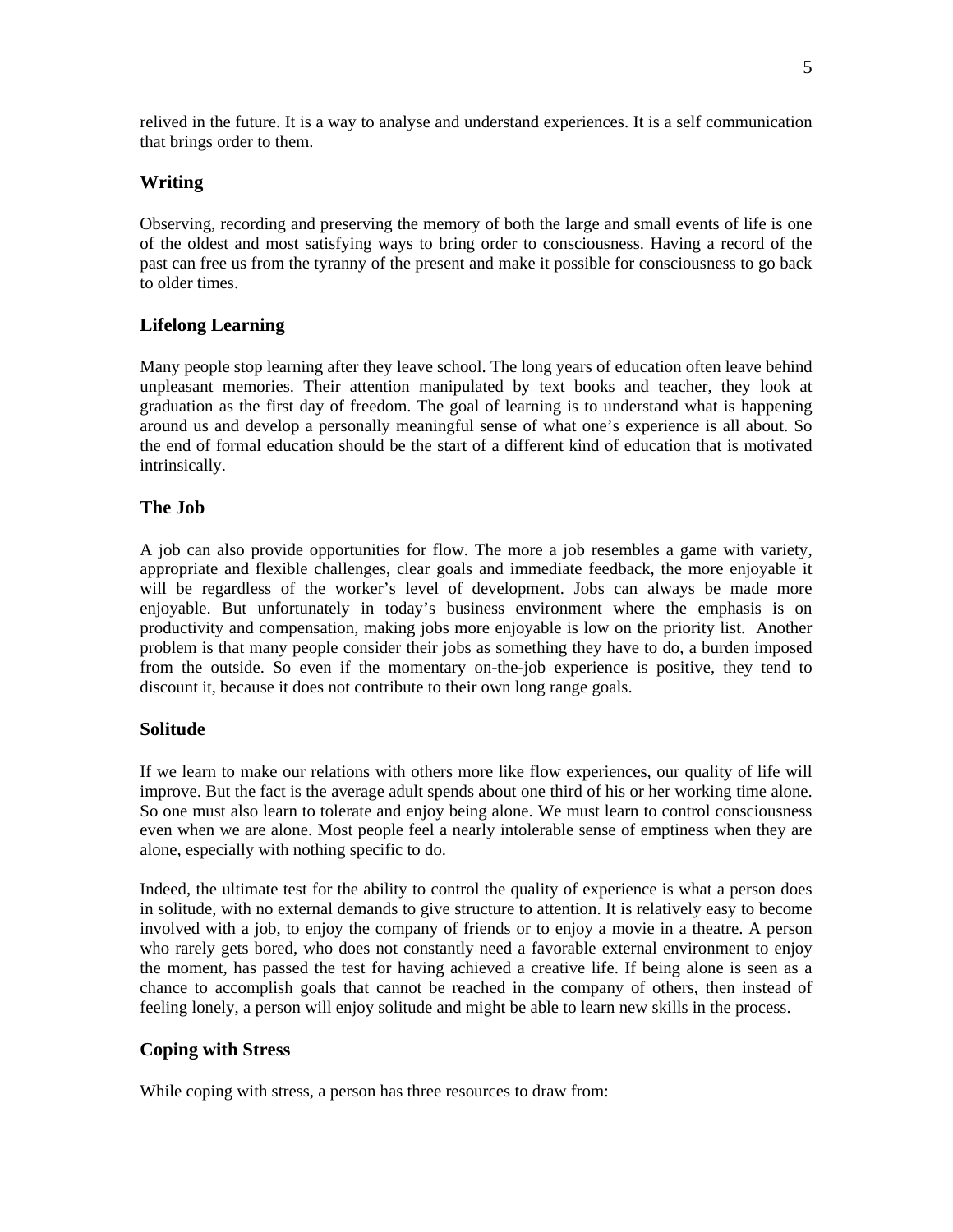relived in the future. It is a way to analyse and understand experiences. It is a self communication that brings order to them.

### Writing

Observing, recording and preserving the memory of both the large and small events of life is one of the oldest and most satisfying ways to bring order to consciousness. Having a record of the past can free us from the tyranny of the present and make it possible for consciousness to go back to older times.

### Lifelong Learning

Many people stop learning after they leave school. The long years of education often leave behind unpleasant memories. Their attention manipulated by text books and teacher, they look at graduation as the first day of freedom. The goal of learning is to understand what is happening around us and develop a personally meaningful sense of what one's experience is all about. So the end of formal education should be the start of a different kind of education that is motivated intrinsically.

### The Job

A job can also provide opportunities for flow. The more a job resembles a game with variety, appropriate and flexible challenges, clear goals and immediate feedback, the more enjoyable it will be regardless of the worker's level of development. Jobs can always be made more enjoyable. But unfortunately in today's business environment where the emphasis is on productivity and compensation, making jobs more enjoyable is low on the priority list. Another problem is that many people consider their jobs as something they have to do, a burden imposed from the outside. So even if the momentary on-the-job experience is positive, they tend to discount it, because it does not contribute to their own long range goals.

### Solitude

If we learn to make our relations with others more like flow experiences, our quality of life will improve. But the fact is the average adult spends about one third of his or her working time alone. So one must also learn to tolerate and enjoy being alone. We must learn to control consciousness even when we are alone. Most people feel a nearly intolerable sense of emptiness when they are alone, especially with nothing specific to do.

Indeed, the ultimate test for the ability to control the quality of experience is what a person does in solitude, with no external demands to give structure to attention. It is relatively easy to become involved with a job, to enjoy the company of friends or to enjoy a movie in a theatre. A person who rarely gets bored, who does not constantly need a favorable external environment to enjoy the moment, has passed the test for having achieved a creative life. If being alone is seen as a chance to accomplish goals that cannot be reached in the company of others, then instead of feeling lonely, a person will enjoy solitude and might be able to learn new skills in the process.

### Coping with Stress

While coping with stress, a person has three resources to draw from: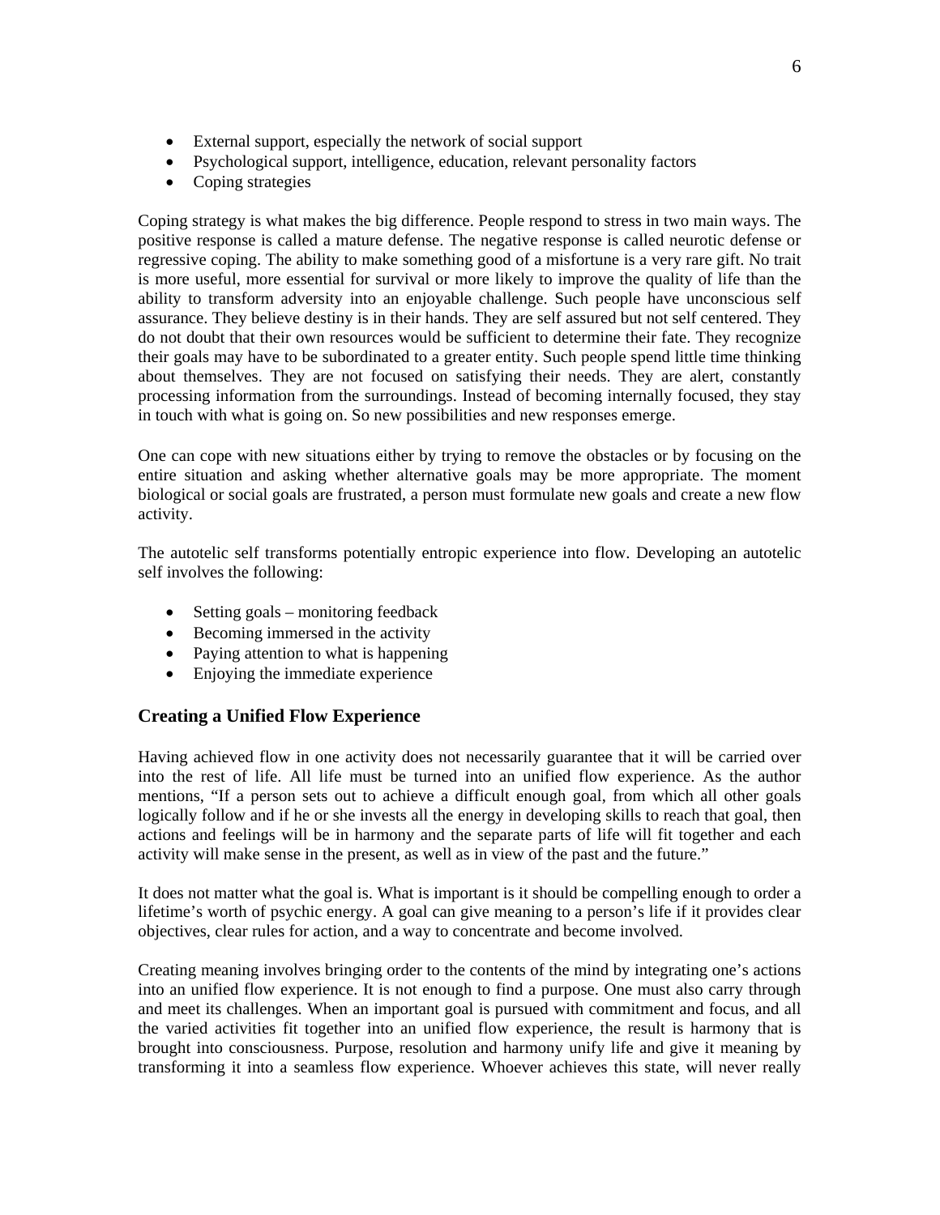- External support, especially the network of social support
- Psychological support, intelligence, education, relevant personality factors
- Coping strategies

Coping strategy is what makes the big difference. People respond to stress in two main ways. The positive response is called a mature defense. The negative response is called neurotic defense or regressive coping. The ability to make something good of a misfortune is a very rare gift. No trait is more useful, more essential for survival or more likely to improve the quality of life than the ability to transform adversity into an enjoyable challenge. Such people have unconscious self assurance. They believe destiny is in their hands. They are self assured but not self centered. They do not doubt that their own resources would be sufficient to determine their fate. They recognize their goals may have to be subordinated to a greater entity. Such people spend little time thinking about themselves. They are not focused on satisfying their needs. They are alert, constantly processing information from the surroundings. Instead of becoming internally focused, they stay in touch with what is going on. So new possibilities and new responses emerge.

One can cope with new situations either by trying to remove the obstacles or by focusing on the entire situation and asking whether alternative goals may be more appropriate. The moment biological or social goals are frustrated, a person must formulate new goals and create a new flow activity.

The autotelic self transforms potentially entropic experience into flow. Developing an autotelic self involves the following:

- Setting goals – monitoring feedback
- Becoming immersed in the activity
- Paying attention to what is happening
- Enjoying the immediate experience

### Creating a Unified Flow Experience

Having achieved flow in one activity does not necessarily guarantee that it will be carried over into the rest of life. All life must be turned into an unified flow experience. As the author mentions, "If a person sets out to achieve a difficult enough goal, from which all other goals logically follow and if he or she invests all the energy in developing skills to reach that goal, then actions and feelings will be in harmony and the separate parts of life will fit together and each activity will make sense in the present, as well as in view of the past and the future."

It does not matter what the goal is. What is important is it should be compelling enough to order a lifetime's worth of psychic energy. A goal can give meaning to a person's life if it provides clear objectives, clear rules for action, and a way to concentrate and become involved.

Creating meaning involves bringing order to the contents of the mind by integrating one's actions into an unified flow experience. It is not enough to find a purpose. One must also carry through and meet its challenges. When an important goal is pursued with commitment and focus, and all the varied activities fit together into an unified flow experience, the result is harmony that is brought into consciousness. Purpose, resolution and harmony unify life and give it meaning by transforming it into a seamless flow experience. Whoever achieves this state, will never really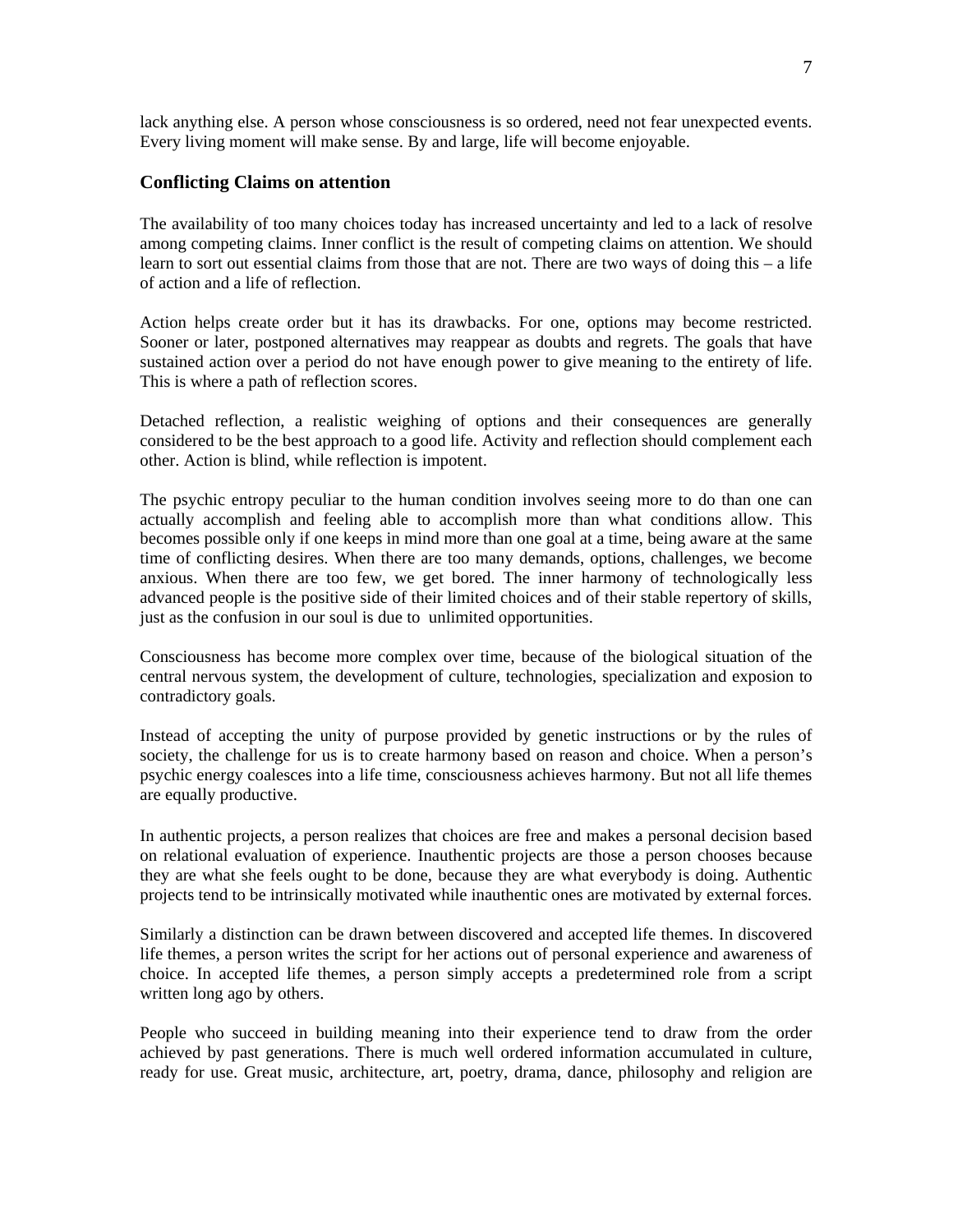lack anything else. A person whose consciousness is so ordered, need not fear unexpected events. Every living moment will make sense. By and large, life will become enjoyable.

### Conflicting Claims on attention

The availability of too many choices today has increased uncertainty and led to a lack of resolve among competing claims. Inner conflict is the result of competing claims on attention. We should learn to sort out essential claims from those that are not. There are two ways of doing this – a life of action and a life of reflection.

Action helps create order but it has its drawbacks. For one, options may become restricted. Sooner or later, postponed alternatives may reappear as doubts and regrets. The goals that have sustained action over a period do not have enough power to give meaning to the entirety of life. This is where a path of reflection scores.

Detached reflection, a realistic weighing of options and their consequences are generally considered to be the best approach to a good life. Activity and reflection should complement each other. Action is blind, while reflection is impotent.

The psychic entropy peculiar to the human condition involves seeing more to do than one can actually accomplish and feeling able to accomplish more than what conditions allow. This becomes possible only if one keeps in mind more than one goal at a time, being aware at the same time of conflicting desires. When there are too many demands, options, challenges, we become anxious. When there are too few, we get bored. The inner harmony of technologically less advanced people is the positive side of their limited choices and of their stable repertory of skills, just as the confusion in our soul is due to unlimited opportunities.

Consciousness has become more complex over time, because of the biological situation of the central nervous system, the development of culture, technologies, specialization and exposion to contradictory goals.

Instead of accepting the unity of purpose provided by genetic instructions or by the rules of society, the challenge for us is to create harmony based on reason and choice. When a person's psychic energy coalesces into a life time, consciousness achieves harmony. But not all life themes are equally productive.

In authentic projects, a person realizes that choices are free and makes a personal decision based on relational evaluation of experience. Inauthentic projects are those a person chooses because they are what she feels ought to be done, because they are what everybody is doing. Authentic projects tend to be intrinsically motivated while inauthentic ones are motivated by external forces.

Similarly a distinction can be drawn between discovered and accepted life themes. In discovered life themes, a person writes the script for her actions out of personal experience and awareness of choice. In accepted life themes, a person simply accepts a predetermined role from a script written long ago by others.

People who succeed in building meaning into their experience tend to draw from the order achieved by past generations. There is much well ordered information accumulated in culture, ready for use. Great music, architecture, art, poetry, drama, dance, philosophy and religion are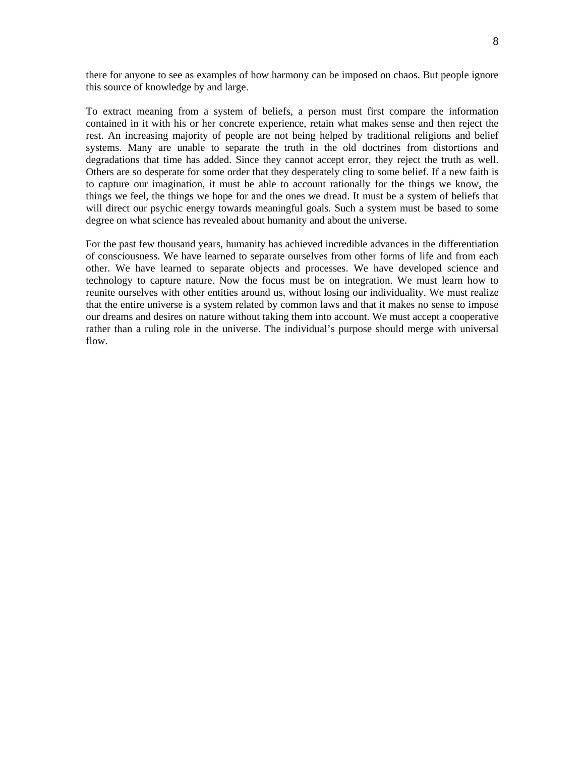there for anyone to see as examples of how harmony can be imposed on chaos. But people ignore this source of knowledge by and large.

To extract meaning from a system of beliefs, a person must first compare the information contained in it with his or her concrete experience, retain what makes sense and then reject the rest. An increasing majority of people are not being helped by traditional religions and belief systems. Many are unable to separate the truth in the old doctrines from distortions and degradations that time has added. Since they cannot accept error, they reject the truth as well. Others are so desperate for some order that they desperately cling to some belief. If a new faith is to capture our imagination, it must be able to account rationally for the things we know, the things we feel, the things we hope for and the ones we dread. It must be a system of beliefs that will direct our psychic energy towards meaningful goals. Such a system must be based to some degree on what science has revealed about humanity and about the universe.

For the past few thousand years, humanity has achieved incredible advances in the differentiation of consciousness. We have learned to separate ourselves from other forms of life and from each other. We have learned to separate objects and processes. We have developed science and technology to capture nature. Now the focus must be on integration. We must learn how to reunite ourselves with other entities around us, without losing our individuality. We must realize that the entire universe is a system related by common laws and that it makes no sense to impose our dreams and desires on nature without taking them into account. We must accept a cooperative rather than a ruling role in the universe. The individual's purpose should merge with universal flow.